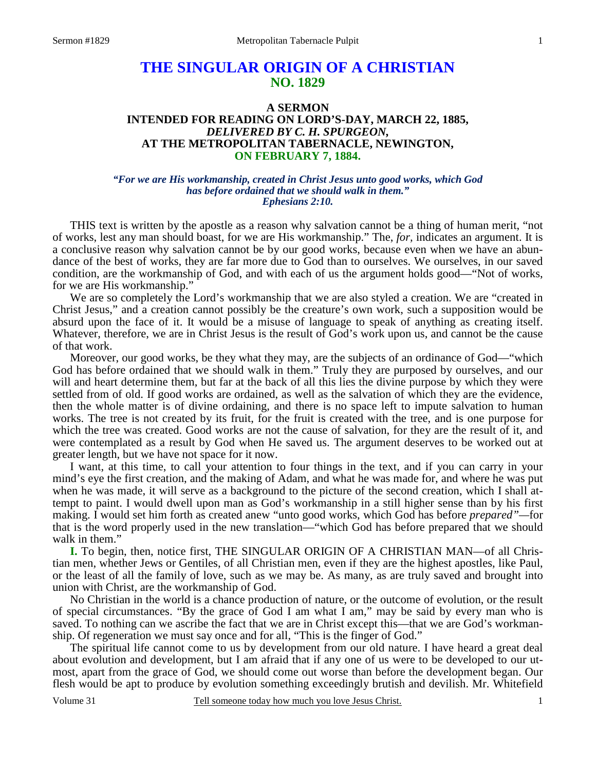# THE SINGULAR ORIGIN OF A CHRISTIAN
## NO. 1829

### A SERMON
### INTENDED FOR READING ON LORD'S-DAY, MARCH 22, 1885,
### *DELIVERED BY C. H. SPURGEON,*
### AT THE METROPOLITAN TABERNACLE, NEWINGTON,
### ON FEBRUARY 7, 1884.

*"For we are His workmanship, created in Christ Jesus unto good works, which God has before ordained that we should walk in them."*
*Ephesians 2:10.*

THIS text is written by the apostle as a reason why salvation cannot be a thing of human merit, "not of works, lest any man should boast, for we are His workmanship." The, *for,* indicates an argument. It is a conclusive reason why salvation cannot be by our good works, because even when we have an abundance of the best of works, they are far more due to God than to ourselves. We ourselves, in our saved condition, are the workmanship of God, and with each of us the argument holds good—"Not of works, for we are His workmanship."

We are so completely the Lord's workmanship that we are also styled a creation. We are "created in Christ Jesus," and a creation cannot possibly be the creature's own work, such a supposition would be absurd upon the face of it. It would be a misuse of language to speak of anything as creating itself. Whatever, therefore, we are in Christ Jesus is the result of God's work upon us, and cannot be the cause of that work.

Moreover, our good works, be they what they may, are the subjects of an ordinance of God—"which God has before ordained that we should walk in them." Truly they are purposed by ourselves, and our will and heart determine them, but far at the back of all this lies the divine purpose by which they were settled from of old. If good works are ordained, as well as the salvation of which they are the evidence, then the whole matter is of divine ordaining, and there is no space left to impute salvation to human works. The tree is not created by its fruit, for the fruit is created with the tree, and is one purpose for which the tree was created. Good works are not the cause of salvation, for they are the result of it, and were contemplated as a result by God when He saved us. The argument deserves to be worked out at greater length, but we have not space for it now.

I want, at this time, to call your attention to four things in the text, and if you can carry in your mind's eye the first creation, and the making of Adam, and what he was made for, and where he was put when he was made, it will serve as a background to the picture of the second creation, which I shall attempt to paint. I would dwell upon man as God's workmanship in a still higher sense than by his first making. I would set him forth as created anew "unto good works, which God has before *prepared"*—for that is the word properly used in the new translation—"which God has before prepared that we should walk in them."

**I.** To begin, then, notice first, THE SINGULAR ORIGIN OF A CHRISTIAN MAN—of all Christian men, whether Jews or Gentiles, of all Christian men, even if they are the highest apostles, like Paul, or the least of all the family of love, such as we may be. As many, as are truly saved and brought into union with Christ, are the workmanship of God.

No Christian in the world is a chance production of nature, or the outcome of evolution, or the result of special circumstances. "By the grace of God I am what I am," may be said by every man who is saved. To nothing can we ascribe the fact that we are in Christ except this—that we are God's workmanship. Of regeneration we must say once and for all, "This is the finger of God."

The spiritual life cannot come to us by development from our old nature. I have heard a great deal about evolution and development, but I am afraid that if any one of us were to be developed to our utmost, apart from the grace of God, we should come out worse than before the development began. Our flesh would be apt to produce by evolution something exceedingly brutish and devilish. Mr. Whitefield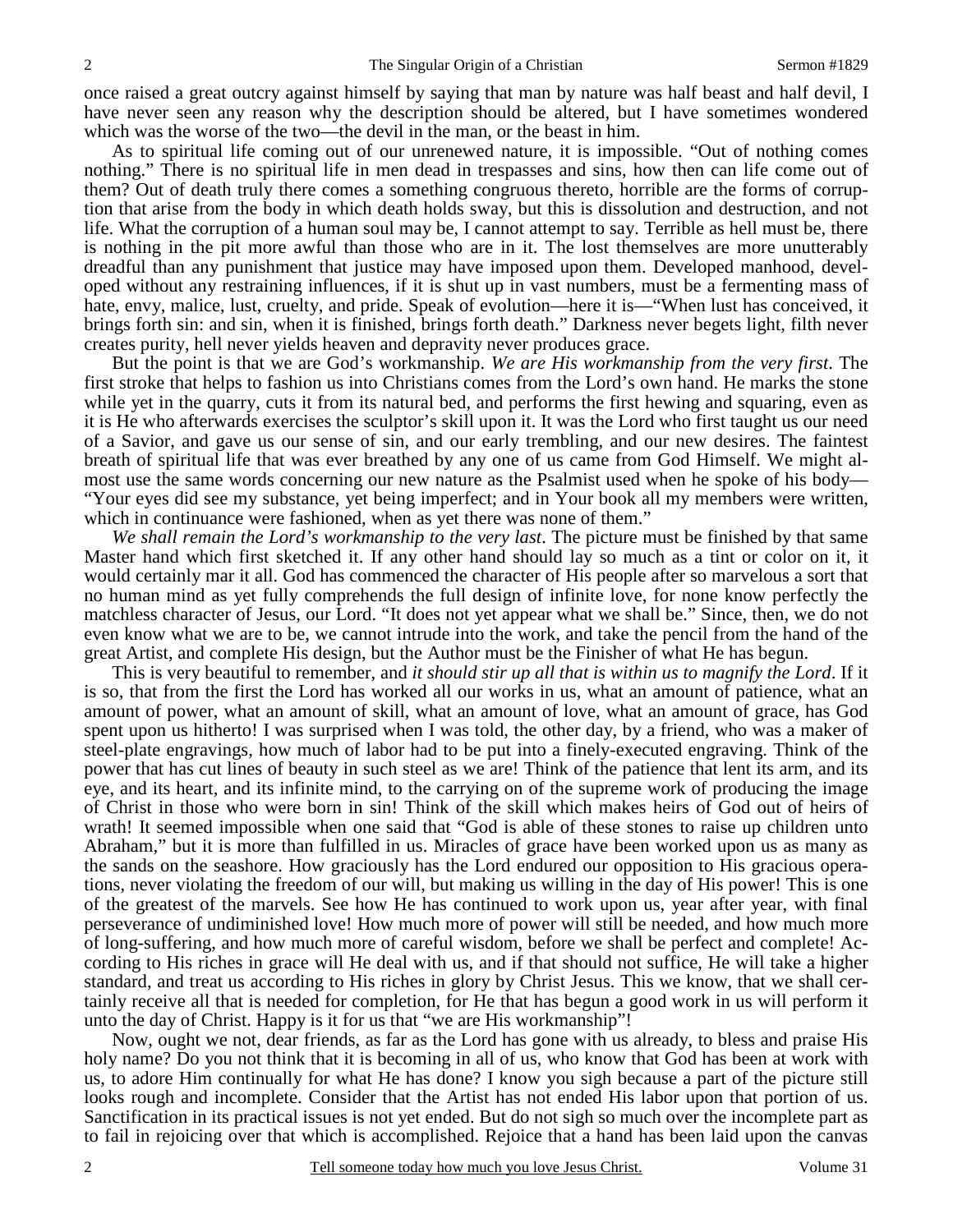once raised a great outcry against himself by saying that man by nature was half beast and half devil, I have never seen any reason why the description should be altered, but I have sometimes wondered which was the worse of the two—the devil in the man, or the beast in him.

As to spiritual life coming out of our unrenewed nature, it is impossible. "Out of nothing comes nothing." There is no spiritual life in men dead in trespasses and sins, how then can life come out of them? Out of death truly there comes a something congruous thereto, horrible are the forms of corruption that arise from the body in which death holds sway, but this is dissolution and destruction, and not life. What the corruption of a human soul may be, I cannot attempt to say. Terrible as hell must be, there is nothing in the pit more awful than those who are in it. The lost themselves are more unutterably dreadful than any punishment that justice may have imposed upon them. Developed manhood, developed without any restraining influences, if it is shut up in vast numbers, must be a fermenting mass of hate, envy, malice, lust, cruelty, and pride. Speak of evolution—here it is—"When lust has conceived, it brings forth sin: and sin, when it is finished, brings forth death." Darkness never begets light, filth never creates purity, hell never yields heaven and depravity never produces grace.

But the point is that we are God's workmanship. *We are His workmanship from the very first*. The first stroke that helps to fashion us into Christians comes from the Lord's own hand. He marks the stone while yet in the quarry, cuts it from its natural bed, and performs the first hewing and squaring, even as it is He who afterwards exercises the sculptor's skill upon it. It was the Lord who first taught us our need of a Savior, and gave us our sense of sin, and our early trembling, and our new desires. The faintest breath of spiritual life that was ever breathed by any one of us came from God Himself. We might almost use the same words concerning our new nature as the Psalmist used when he spoke of his body—"Your eyes did see my substance, yet being imperfect; and in Your book all my members were written, which in continuance were fashioned, when as yet there was none of them."

*We shall remain the Lord's workmanship to the very last*. The picture must be finished by that same Master hand which first sketched it. If any other hand should lay so much as a tint or color on it, it would certainly mar it all. God has commenced the character of His people after so marvelous a sort that no human mind as yet fully comprehends the full design of infinite love, for none know perfectly the matchless character of Jesus, our Lord. "It does not yet appear what we shall be." Since, then, we do not even know what we are to be, we cannot intrude into the work, and take the pencil from the hand of the great Artist, and complete His design, but the Author must be the Finisher of what He has begun.

This is very beautiful to remember, and *it should stir up all that is within us to magnify the Lord*. If it is so, that from the first the Lord has worked all our works in us, what an amount of patience, what an amount of power, what an amount of skill, what an amount of love, what an amount of grace, has God spent upon us hitherto! I was surprised when I was told, the other day, by a friend, who was a maker of steel-plate engravings, how much of labor had to be put into a finely-executed engraving. Think of the power that has cut lines of beauty in such steel as we are! Think of the patience that lent its arm, and its eye, and its heart, and its infinite mind, to the carrying on of the supreme work of producing the image of Christ in those who were born in sin! Think of the skill which makes heirs of God out of heirs of wrath! It seemed impossible when one said that "God is able of these stones to raise up children unto Abraham," but it is more than fulfilled in us. Miracles of grace have been worked upon us as many as the sands on the seashore. How graciously has the Lord endured our opposition to His gracious operations, never violating the freedom of our will, but making us willing in the day of His power! This is one of the greatest of the marvels. See how He has continued to work upon us, year after year, with final perseverance of undiminished love! How much more of power will still be needed, and how much more of long-suffering, and how much more of careful wisdom, before we shall be perfect and complete! According to His riches in grace will He deal with us, and if that should not suffice, He will take a higher standard, and treat us according to His riches in glory by Christ Jesus. This we know, that we shall certainly receive all that is needed for completion, for He that has begun a good work in us will perform it unto the day of Christ. Happy is it for us that "we are His workmanship"!

Now, ought we not, dear friends, as far as the Lord has gone with us already, to bless and praise His holy name? Do you not think that it is becoming in all of us, who know that God has been at work with us, to adore Him continually for what He has done? I know you sigh because a part of the picture still looks rough and incomplete. Consider that the Artist has not ended His labor upon that portion of us. Sanctification in its practical issues is not yet ended. But do not sigh so much over the incomplete part as to fail in rejoicing over that which is accomplished. Rejoice that a hand has been laid upon the canvas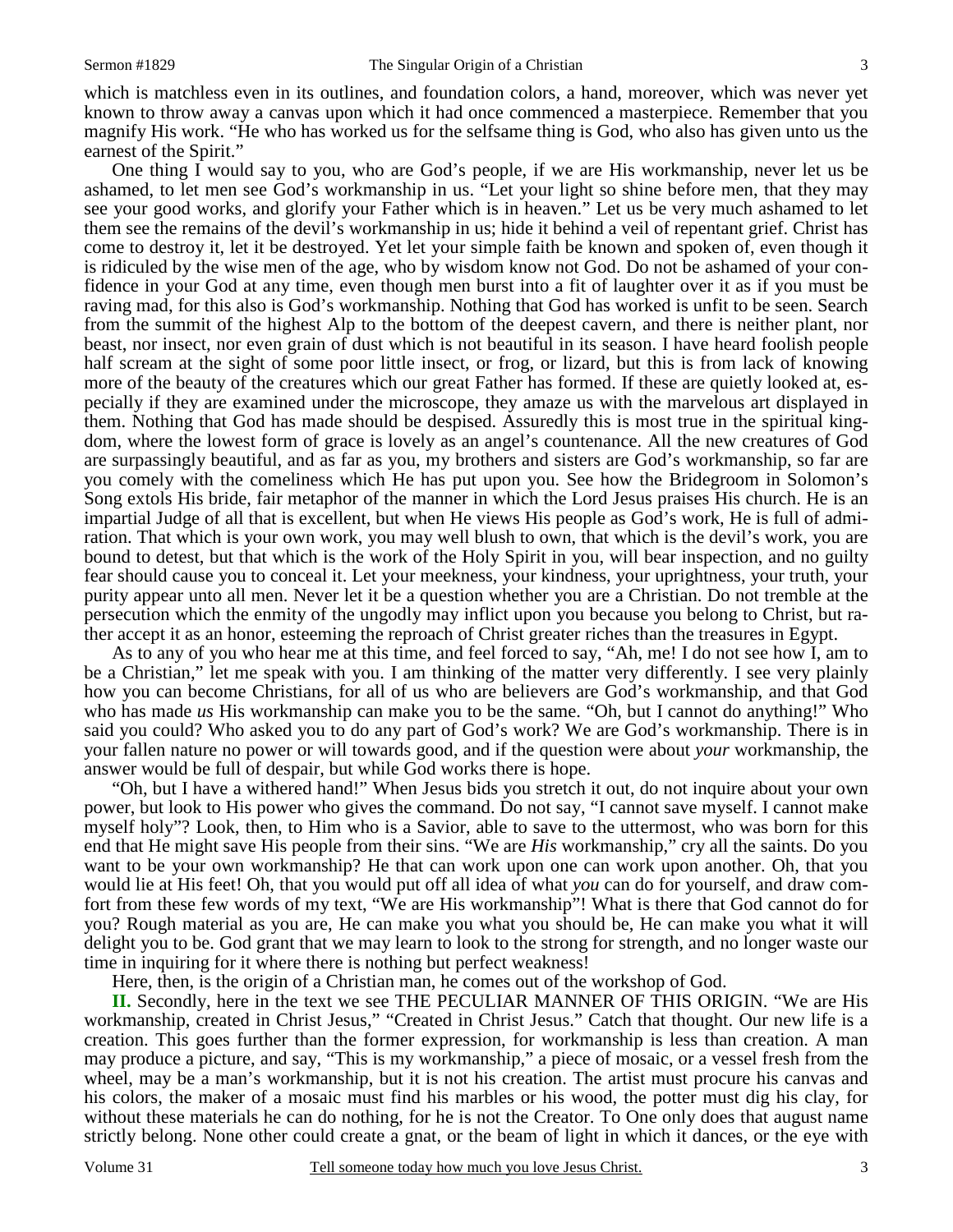which is matchless even in its outlines, and foundation colors, a hand, moreover, which was never yet known to throw away a canvas upon which it had once commenced a masterpiece. Remember that you magnify His work. "He who has worked us for the selfsame thing is God, who also has given unto us the earnest of the Spirit."

One thing I would say to you, who are God's people, if we are His workmanship, never let us be ashamed, to let men see God's workmanship in us. "Let your light so shine before men, that they may see your good works, and glorify your Father which is in heaven." Let us be very much ashamed to let them see the remains of the devil's workmanship in us; hide it behind a veil of repentant grief. Christ has come to destroy it, let it be destroyed. Yet let your simple faith be known and spoken of, even though it is ridiculed by the wise men of the age, who by wisdom know not God. Do not be ashamed of your confidence in your God at any time, even though men burst into a fit of laughter over it as if you must be raving mad, for this also is God's workmanship. Nothing that God has worked is unfit to be seen. Search from the summit of the highest Alp to the bottom of the deepest cavern, and there is neither plant, nor beast, nor insect, nor even grain of dust which is not beautiful in its season. I have heard foolish people half scream at the sight of some poor little insect, or frog, or lizard, but this is from lack of knowing more of the beauty of the creatures which our great Father has formed. If these are quietly looked at, especially if they are examined under the microscope, they amaze us with the marvelous art displayed in them. Nothing that God has made should be despised. Assuredly this is most true in the spiritual kingdom, where the lowest form of grace is lovely as an angel's countenance. All the new creatures of God are surpassingly beautiful, and as far as you, my brothers and sisters are God's workmanship, so far are you comely with the comeliness which He has put upon you. See how the Bridegroom in Solomon's Song extols His bride, fair metaphor of the manner in which the Lord Jesus praises His church. He is an impartial Judge of all that is excellent, but when He views His people as God's work, He is full of admiration. That which is your own work, you may well blush to own, that which is the devil's work, you are bound to detest, but that which is the work of the Holy Spirit in you, will bear inspection, and no guilty fear should cause you to conceal it. Let your meekness, your kindness, your uprightness, your truth, your purity appear unto all men. Never let it be a question whether you are a Christian. Do not tremble at the persecution which the enmity of the ungodly may inflict upon you because you belong to Christ, but rather accept it as an honor, esteeming the reproach of Christ greater riches than the treasures in Egypt.

As to any of you who hear me at this time, and feel forced to say, "Ah, me! I do not see how I, am to be a Christian," let me speak with you. I am thinking of the matter very differently. I see very plainly how you can become Christians, for all of us who are believers are God's workmanship, and that God who has made *us* His workmanship can make you to be the same. "Oh, but I cannot do anything!" Who said you could? Who asked you to do any part of God's work? We are God's workmanship. There is in your fallen nature no power or will towards good, and if the question were about *your* workmanship, the answer would be full of despair, but while God works there is hope.

"Oh, but I have a withered hand!" When Jesus bids you stretch it out, do not inquire about your own power, but look to His power who gives the command. Do not say, "I cannot save myself. I cannot make myself holy"? Look, then, to Him who is a Savior, able to save to the uttermost, who was born for this end that He might save His people from their sins. "We are *His* workmanship," cry all the saints. Do you want to be your own workmanship? He that can work upon one can work upon another. Oh, that you would lie at His feet! Oh, that you would put off all idea of what *you* can do for yourself, and draw comfort from these few words of my text, "We are His workmanship"! What is there that God cannot do for you? Rough material as you are, He can make you what you should be, He can make you what it will delight you to be. God grant that we may learn to look to the strong for strength, and no longer waste our time in inquiring for it where there is nothing but perfect weakness!

Here, then, is the origin of a Christian man, he comes out of the workshop of God.

**II.** Secondly, here in the text we see THE PECULIAR MANNER OF THIS ORIGIN. "We are His workmanship, created in Christ Jesus," "Created in Christ Jesus." Catch that thought. Our new life is a creation. This goes further than the former expression, for workmanship is less than creation. A man may produce a picture, and say, "This is my workmanship," a piece of mosaic, or a vessel fresh from the wheel, may be a man's workmanship, but it is not his creation. The artist must procure his canvas and his colors, the maker of a mosaic must find his marbles or his wood, the potter must dig his clay, for without these materials he can do nothing, for he is not the Creator. To One only does that august name strictly belong. None other could create a gnat, or the beam of light in which it dances, or the eye with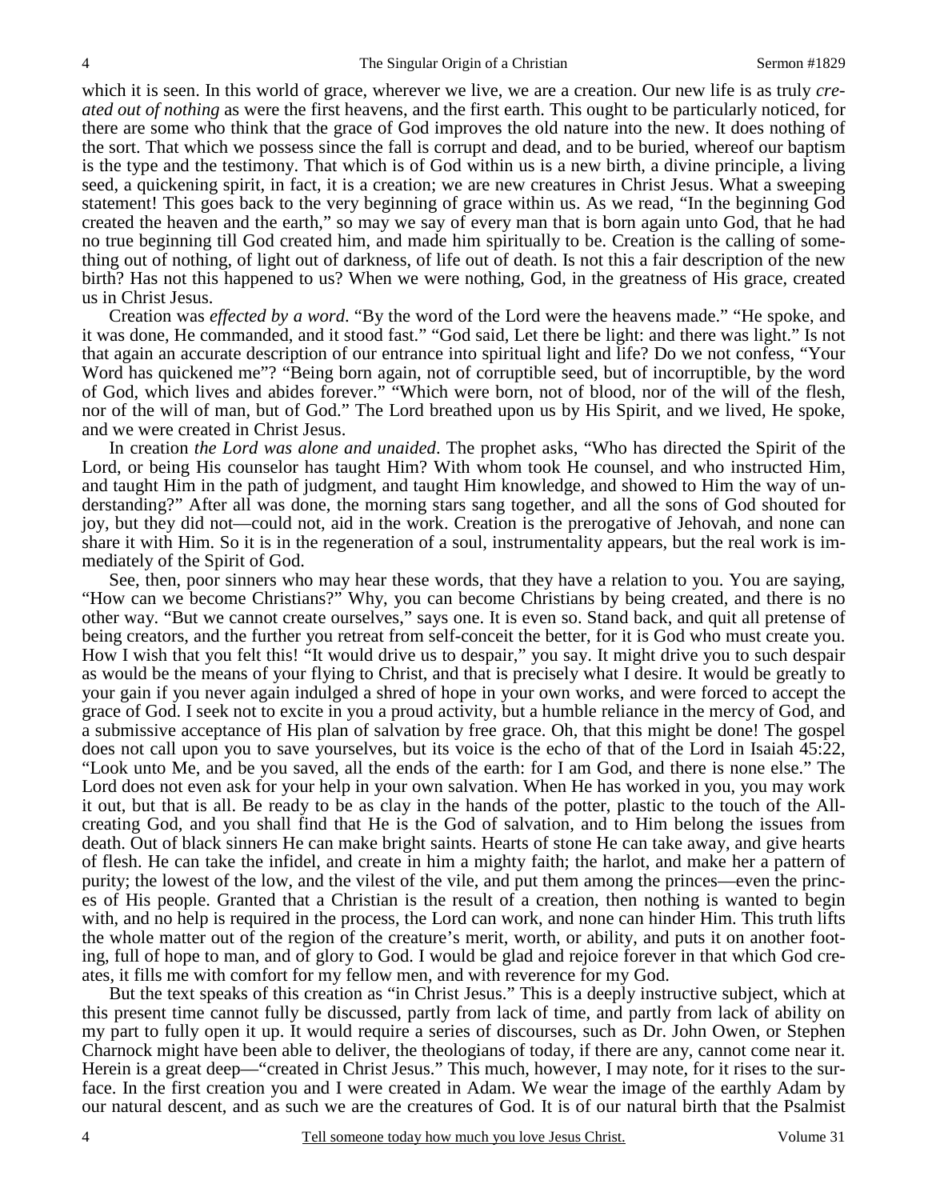which it is seen. In this world of grace, wherever we live, we are a creation. Our new life is as truly *created out of nothing* as were the first heavens, and the first earth. This ought to be particularly noticed, for there are some who think that the grace of God improves the old nature into the new. It does nothing of the sort. That which we possess since the fall is corrupt and dead, and to be buried, whereof our baptism is the type and the testimony. That which is of God within us is a new birth, a divine principle, a living seed, a quickening spirit, in fact, it is a creation; we are new creatures in Christ Jesus. What a sweeping statement! This goes back to the very beginning of grace within us. As we read, "In the beginning God created the heaven and the earth," so may we say of every man that is born again unto God, that he had no true beginning till God created him, and made him spiritually to be. Creation is the calling of something out of nothing, of light out of darkness, of life out of death. Is not this a fair description of the new birth? Has not this happened to us? When we were nothing, God, in the greatness of His grace, created us in Christ Jesus.

Creation was *effected by a word*. "By the word of the Lord were the heavens made." "He spoke, and it was done, He commanded, and it stood fast." "God said, Let there be light: and there was light." Is not that again an accurate description of our entrance into spiritual light and life? Do we not confess, "Your Word has quickened me"? "Being born again, not of corruptible seed, but of incorruptible, by the word of God, which lives and abides forever." "Which were born, not of blood, nor of the will of the flesh, nor of the will of man, but of God." The Lord breathed upon us by His Spirit, and we lived, He spoke, and we were created in Christ Jesus.

In creation *the Lord was alone and unaided*. The prophet asks, "Who has directed the Spirit of the Lord, or being His counselor has taught Him? With whom took He counsel, and who instructed Him, and taught Him in the path of judgment, and taught Him knowledge, and showed to Him the way of understanding?" After all was done, the morning stars sang together, and all the sons of God shouted for joy, but they did not—could not, aid in the work. Creation is the prerogative of Jehovah, and none can share it with Him. So it is in the regeneration of a soul, instrumentality appears, but the real work is immediately of the Spirit of God.

See, then, poor sinners who may hear these words, that they have a relation to you. You are saying, "How can we become Christians?" Why, you can become Christians by being created, and there is no other way. "But we cannot create ourselves," says one. It is even so. Stand back, and quit all pretense of being creators, and the further you retreat from self-conceit the better, for it is God who must create you. How I wish that you felt this! "It would drive us to despair," you say. It might drive you to such despair as would be the means of your flying to Christ, and that is precisely what I desire. It would be greatly to your gain if you never again indulged a shred of hope in your own works, and were forced to accept the grace of God. I seek not to excite in you a proud activity, but a humble reliance in the mercy of God, and a submissive acceptance of His plan of salvation by free grace. Oh, that this might be done! The gospel does not call upon you to save yourselves, but its voice is the echo of that of the Lord in Isaiah 45:22, "Look unto Me, and be you saved, all the ends of the earth: for I am God, and there is none else." The Lord does not even ask for your help in your own salvation. When He has worked in you, you may work it out, but that is all. Be ready to be as clay in the hands of the potter, plastic to the touch of the All-creating God, and you shall find that He is the God of salvation, and to Him belong the issues from death. Out of black sinners He can make bright saints. Hearts of stone He can take away, and give hearts of flesh. He can take the infidel, and create in him a mighty faith; the harlot, and make her a pattern of purity; the lowest of the low, and the vilest of the vile, and put them among the princes—even the princes of His people. Granted that a Christian is the result of a creation, then nothing is wanted to begin with, and no help is required in the process, the Lord can work, and none can hinder Him. This truth lifts the whole matter out of the region of the creature's merit, worth, or ability, and puts it on another footing, full of hope to man, and of glory to God. I would be glad and rejoice forever in that which God creates, it fills me with comfort for my fellow men, and with reverence for my God.

But the text speaks of this creation as "in Christ Jesus." This is a deeply instructive subject, which at this present time cannot fully be discussed, partly from lack of time, and partly from lack of ability on my part to fully open it up. It would require a series of discourses, such as Dr. John Owen, or Stephen Charnock might have been able to deliver, the theologians of today, if there are any, cannot come near it. Herein is a great deep—"created in Christ Jesus." This much, however, I may note, for it rises to the surface. In the first creation you and I were created in Adam. We wear the image of the earthly Adam by our natural descent, and as such we are the creatures of God. It is of our natural birth that the Psalmist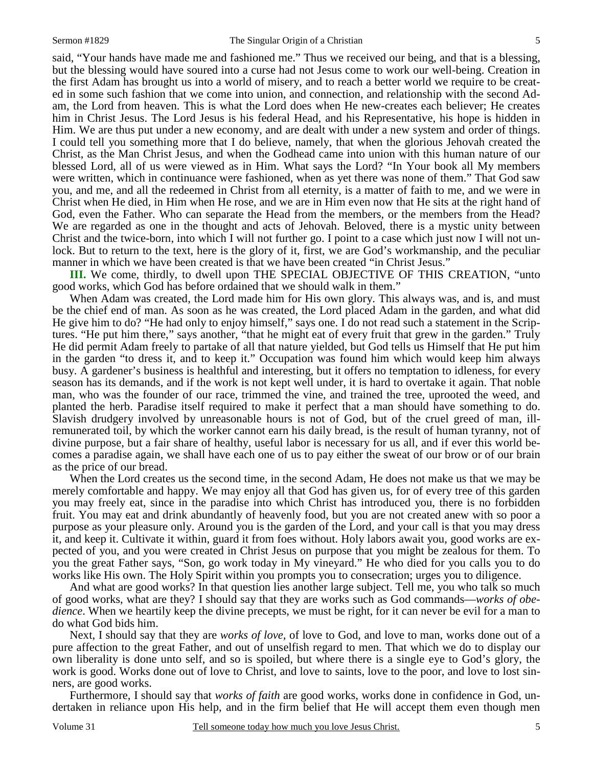said, "Your hands have made me and fashioned me." Thus we received our being, and that is a blessing, but the blessing would have soured into a curse had not Jesus come to work our well-being. Creation in the first Adam has brought us into a world of misery, and to reach a better world we require to be created in some such fashion that we come into union, and connection, and relationship with the second Adam, the Lord from heaven. This is what the Lord does when He new-creates each believer; He creates him in Christ Jesus. The Lord Jesus is his federal Head, and his Representative, his hope is hidden in Him. We are thus put under a new economy, and are dealt with under a new system and order of things. I could tell you something more that I do believe, namely, that when the glorious Jehovah created the Christ, as the Man Christ Jesus, and when the Godhead came into union with this human nature of our blessed Lord, all of us were viewed as in Him. What says the Lord? "In Your book all My members were written, which in continuance were fashioned, when as yet there was none of them." That God saw you, and me, and all the redeemed in Christ from all eternity, is a matter of faith to me, and we were in Christ when He died, in Him when He rose, and we are in Him even now that He sits at the right hand of God, even the Father. Who can separate the Head from the members, or the members from the Head? We are regarded as one in the thought and acts of Jehovah. Beloved, there is a mystic unity between Christ and the twice-born, into which I will not further go. I point to a case which just now I will not unlock. But to return to the text, here is the glory of it, first, we are God's workmanship, and the peculiar manner in which we have been created is that we have been created "in Christ Jesus."

**III.** We come, thirdly, to dwell upon THE SPECIAL OBJECTIVE OF THIS CREATION, "unto good works, which God has before ordained that we should walk in them."

When Adam was created, the Lord made him for His own glory. This always was, and is, and must be the chief end of man. As soon as he was created, the Lord placed Adam in the garden, and what did He give him to do? "He had only to enjoy himself," says one. I do not read such a statement in the Scriptures. "He put him there," says another, "that he might eat of every fruit that grew in the garden." Truly He did permit Adam freely to partake of all that nature yielded, but God tells us Himself that He put him in the garden "to dress it, and to keep it." Occupation was found him which would keep him always busy. A gardener's business is healthful and interesting, but it offers no temptation to idleness, for every season has its demands, and if the work is not kept well under, it is hard to overtake it again. That noble man, who was the founder of our race, trimmed the vine, and trained the tree, uprooted the weed, and planted the herb. Paradise itself required to make it perfect that a man should have something to do. Slavish drudgery involved by unreasonable hours is not of God, but of the cruel greed of man, ill-remunerated toil, by which the worker cannot earn his daily bread, is the result of human tyranny, not of divine purpose, but a fair share of healthy, useful labor is necessary for us all, and if ever this world becomes a paradise again, we shall have each one of us to pay either the sweat of our brow or of our brain as the price of our bread.

When the Lord creates us the second time, in the second Adam, He does not make us that we may be merely comfortable and happy. We may enjoy all that God has given us, for of every tree of this garden you may freely eat, since in the paradise into which Christ has introduced you, there is no forbidden fruit. You may eat and drink abundantly of heavenly food, but you are not created anew with so poor a purpose as your pleasure only. Around you is the garden of the Lord, and your call is that you may dress it, and keep it. Cultivate it within, guard it from foes without. Holy labors await you, good works are expected of you, and you were created in Christ Jesus on purpose that you might be zealous for them. To you the great Father says, "Son, go work today in My vineyard." He who died for you calls you to do works like His own. The Holy Spirit within you prompts you to consecration; urges you to diligence.

And what are good works? In that question lies another large subject. Tell me, you who talk so much of good works, what are they? I should say that they are works such as God commands—*works of obedience*. When we heartily keep the divine precepts, we must be right, for it can never be evil for a man to do what God bids him.

Next, I should say that they are *works of love,* of love to God, and love to man, works done out of a pure affection to the great Father, and out of unselfish regard to men. That which we do to display our own liberality is done unto self, and so is spoiled, but where there is a single eye to God's glory, the work is good. Works done out of love to Christ, and love to saints, love to the poor, and love to lost sinners, are good works.

Furthermore, I should say that *works of faith* are good works, works done in confidence in God, undertaken in reliance upon His help, and in the firm belief that He will accept them even though men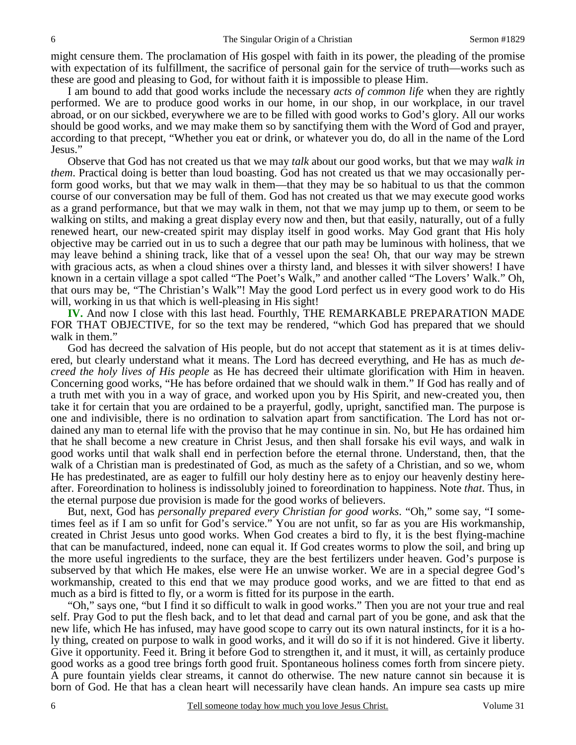might censure them. The proclamation of His gospel with faith in its power, the pleading of the promise with expectation of its fulfillment, the sacrifice of personal gain for the service of truth—works such as these are good and pleasing to God, for without faith it is impossible to please Him.

I am bound to add that good works include the necessary *acts of common life* when they are rightly performed. We are to produce good works in our home, in our shop, in our workplace, in our travel abroad, or on our sickbed, everywhere we are to be filled with good works to God's glory. All our works should be good works, and we may make them so by sanctifying them with the Word of God and prayer, according to that precept, "Whether you eat or drink, or whatever you do, do all in the name of the Lord Jesus."

Observe that God has not created us that we may *talk* about our good works, but that we may *walk in them*. Practical doing is better than loud boasting. God has not created us that we may occasionally perform good works, but that we may walk in them—that they may be so habitual to us that the common course of our conversation may be full of them. God has not created us that we may execute good works as a grand performance, but that we may walk in them, not that we may jump up to them, or seem to be walking on stilts, and making a great display every now and then, but that easily, naturally, out of a fully renewed heart, our new-created spirit may display itself in good works. May God grant that His holy objective may be carried out in us to such a degree that our path may be luminous with holiness, that we may leave behind a shining track, like that of a vessel upon the sea! Oh, that our way may be strewn with gracious acts, as when a cloud shines over a thirsty land, and blesses it with silver showers! I have known in a certain village a spot called "The Poet's Walk," and another called "The Lovers' Walk." Oh, that ours may be, "The Christian's Walk"! May the good Lord perfect us in every good work to do His will, working in us that which is well-pleasing in His sight!

**IV.** And now I close with this last head. Fourthly, THE REMARKABLE PREPARATION MADE FOR THAT OBJECTIVE, for so the text may be rendered, "which God has prepared that we should walk in them."

God has decreed the salvation of His people, but do not accept that statement as it is at times delivered, but clearly understand what it means. The Lord has decreed everything, and He has as much *decreed the holy lives of His people* as He has decreed their ultimate glorification with Him in heaven. Concerning good works, "He has before ordained that we should walk in them." If God has really and of a truth met with you in a way of grace, and worked upon you by His Spirit, and new-created you, then take it for certain that you are ordained to be a prayerful, godly, upright, sanctified man. The purpose is one and indivisible, there is no ordination to salvation apart from sanctification. The Lord has not ordained any man to eternal life with the proviso that he may continue in sin. No, but He has ordained him that he shall become a new creature in Christ Jesus, and then shall forsake his evil ways, and walk in good works until that walk shall end in perfection before the eternal throne. Understand, then, that the walk of a Christian man is predestinated of God, as much as the safety of a Christian, and so we, whom He has predestinated, are as eager to fulfill our holy destiny here as to enjoy our heavenly destiny hereafter. Foreordination to holiness is indissolubly joined to foreordination to happiness. Note *that*. Thus, in the eternal purpose due provision is made for the good works of believers.

But, next, God has *personally prepared every Christian for good works*. "Oh," some say, "I sometimes feel as if I am so unfit for God's service." You are not unfit, so far as you are His workmanship, created in Christ Jesus unto good works. When God creates a bird to fly, it is the best flying-machine that can be manufactured, indeed, none can equal it. If God creates worms to plow the soil, and bring up the more useful ingredients to the surface, they are the best fertilizers under heaven. God's purpose is subserved by that which He makes, else were He an unwise worker. We are in a special degree God's workmanship, created to this end that we may produce good works, and we are fitted to that end as much as a bird is fitted to fly, or a worm is fitted for its purpose in the earth.

"Oh," says one, "but I find it so difficult to walk in good works." Then you are not your true and real self. Pray God to put the flesh back, and to let that dead and carnal part of you be gone, and ask that the new life, which He has infused, may have good scope to carry out its own natural instincts, for it is a holy thing, created on purpose to walk in good works, and it will do so if it is not hindered. Give it liberty. Give it opportunity. Feed it. Bring it before God to strengthen it, and it must, it will, as certainly produce good works as a good tree brings forth good fruit. Spontaneous holiness comes forth from sincere piety. A pure fountain yields clear streams, it cannot do otherwise. The new nature cannot sin because it is born of God. He that has a clean heart will necessarily have clean hands. An impure sea casts up mire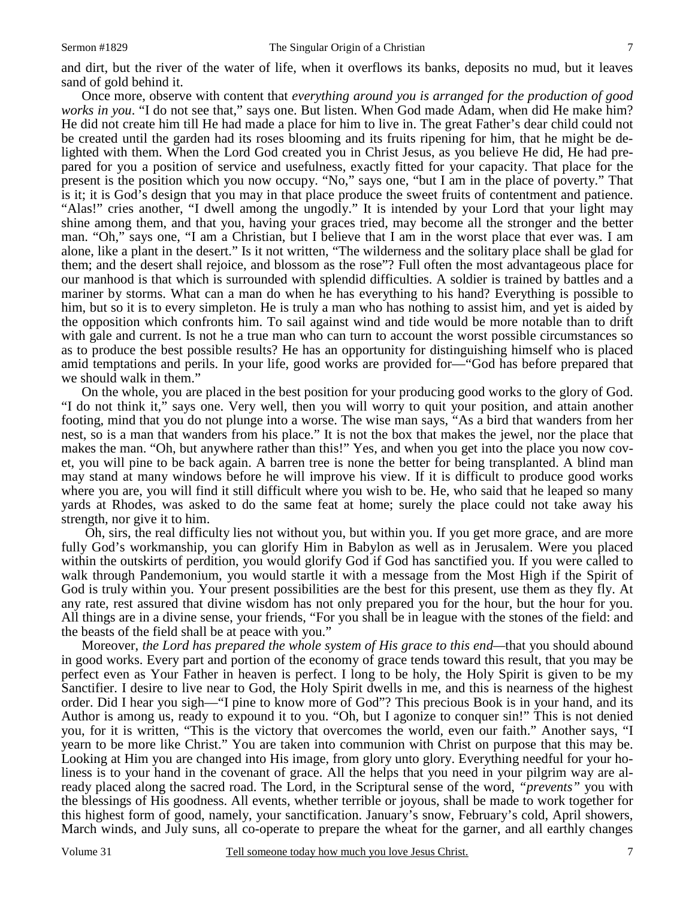and dirt, but the river of the water of life, when it overflows its banks, deposits no mud, but it leaves sand of gold behind it.

Once more, observe with content that *everything around you is arranged for the production of good works in you*. "I do not see that," says one. But listen. When God made Adam, when did He make him? He did not create him till He had made a place for him to live in. The great Father's dear child could not be created until the garden had its roses blooming and its fruits ripening for him, that he might be delighted with them. When the Lord God created you in Christ Jesus, as you believe He did, He had prepared for you a position of service and usefulness, exactly fitted for your capacity. That place for the present is the position which you now occupy. "No," says one, "but I am in the place of poverty." That is it; it is God's design that you may in that place produce the sweet fruits of contentment and patience. "Alas!" cries another, "I dwell among the ungodly." It is intended by your Lord that your light may shine among them, and that you, having your graces tried, may become all the stronger and the better man. "Oh," says one, "I am a Christian, but I believe that I am in the worst place that ever was. I am alone, like a plant in the desert." Is it not written, "The wilderness and the solitary place shall be glad for them; and the desert shall rejoice, and blossom as the rose"? Full often the most advantageous place for our manhood is that which is surrounded with splendid difficulties. A soldier is trained by battles and a mariner by storms. What can a man do when he has everything to his hand? Everything is possible to him, but so it is to every simpleton. He is truly a man who has nothing to assist him, and yet is aided by the opposition which confronts him. To sail against wind and tide would be more notable than to drift with gale and current. Is not he a true man who can turn to account the worst possible circumstances so as to produce the best possible results? He has an opportunity for distinguishing himself who is placed amid temptations and perils. In your life, good works are provided for—"God has before prepared that we should walk in them."

On the whole, you are placed in the best position for your producing good works to the glory of God. "I do not think it," says one. Very well, then you will worry to quit your position, and attain another footing, mind that you do not plunge into a worse. The wise man says, "As a bird that wanders from her nest, so is a man that wanders from his place." It is not the box that makes the jewel, nor the place that makes the man. "Oh, but anywhere rather than this!" Yes, and when you get into the place you now covet, you will pine to be back again. A barren tree is none the better for being transplanted. A blind man may stand at many windows before he will improve his view. If it is difficult to produce good works where you are, you will find it still difficult where you wish to be. He, who said that he leaped so many yards at Rhodes, was asked to do the same feat at home; surely the place could not take away his strength, nor give it to him.

Oh, sirs, the real difficulty lies not without you, but within you. If you get more grace, and are more fully God's workmanship, you can glorify Him in Babylon as well as in Jerusalem. Were you placed within the outskirts of perdition, you would glorify God if God has sanctified you. If you were called to walk through Pandemonium, you would startle it with a message from the Most High if the Spirit of God is truly within you. Your present possibilities are the best for this present, use them as they fly. At any rate, rest assured that divine wisdom has not only prepared you for the hour, but the hour for you. All things are in a divine sense, your friends, "For you shall be in league with the stones of the field: and the beasts of the field shall be at peace with you."

Moreover, *the Lord has prepared the whole system of His grace to this end*—that you should abound in good works. Every part and portion of the economy of grace tends toward this result, that you may be perfect even as Your Father in heaven is perfect. I long to be holy, the Holy Spirit is given to be my Sanctifier. I desire to live near to God, the Holy Spirit dwells in me, and this is nearness of the highest order. Did I hear you sigh—"I pine to know more of God"? This precious Book is in your hand, and its Author is among us, ready to expound it to you. "Oh, but I agonize to conquer sin!" This is not denied you, for it is written, "This is the victory that overcomes the world, even our faith." Another says, "I yearn to be more like Christ." You are taken into communion with Christ on purpose that this may be. Looking at Him you are changed into His image, from glory unto glory. Everything needful for your holiness is to your hand in the covenant of grace. All the helps that you need in your pilgrim way are already placed along the sacred road. The Lord, in the Scriptural sense of the word, *"prevents"* you with the blessings of His goodness. All events, whether terrible or joyous, shall be made to work together for this highest form of good, namely, your sanctification. January's snow, February's cold, April showers, March winds, and July suns, all co-operate to prepare the wheat for the garner, and all earthly changes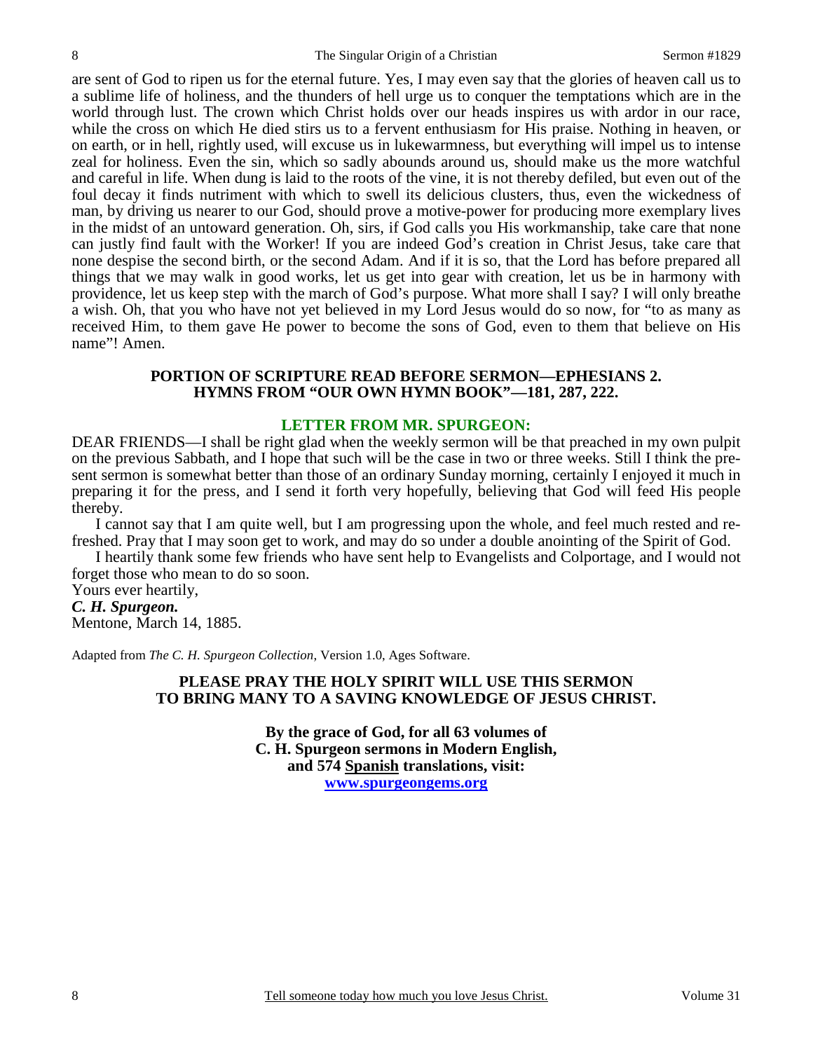are sent of God to ripen us for the eternal future. Yes, I may even say that the glories of heaven call us to a sublime life of holiness, and the thunders of hell urge us to conquer the temptations which are in the world through lust. The crown which Christ holds over our heads inspires us with ardor in our race, while the cross on which He died stirs us to a fervent enthusiasm for His praise. Nothing in heaven, or on earth, or in hell, rightly used, will excuse us in lukewarmness, but everything will impel us to intense zeal for holiness. Even the sin, which so sadly abounds around us, should make us the more watchful and careful in life. When dung is laid to the roots of the vine, it is not thereby defiled, but even out of the foul decay it finds nutriment with which to swell its delicious clusters, thus, even the wickedness of man, by driving us nearer to our God, should prove a motive-power for producing more exemplary lives in the midst of an untoward generation. Oh, sirs, if God calls you His workmanship, take care that none can justly find fault with the Worker! If you are indeed God's creation in Christ Jesus, take care that none despise the second birth, or the second Adam. And if it is so, that the Lord has before prepared all things that we may walk in good works, let us get into gear with creation, let us be in harmony with providence, let us keep step with the march of God's purpose. What more shall I say? I will only breathe a wish. Oh, that you who have not yet believed in my Lord Jesus would do so now, for "to as many as received Him, to them gave He power to become the sons of God, even to them that believe on His name"! Amen.

**PORTION OF SCRIPTURE READ BEFORE SERMON—EPHESIANS 2.**
**HYMNS FROM "OUR OWN HYMN BOOK"—181, 287, 222.**

**LETTER FROM MR. SPURGEON:**

DEAR FRIENDS—I shall be right glad when the weekly sermon will be that preached in my own pulpit on the previous Sabbath, and I hope that such will be the case in two or three weeks. Still I think the present sermon is somewhat better than those of an ordinary Sunday morning, certainly I enjoyed it much in preparing it for the press, and I send it forth very hopefully, believing that God will feed His people thereby.

I cannot say that I am quite well, but I am progressing upon the whole, and feel much rested and refreshed. Pray that I may soon get to work, and may do so under a double anointing of the Spirit of God.

I heartily thank some few friends who have sent help to Evangelists and Colportage, and I would not forget those who mean to do so soon.

Yours ever heartily,
***C. H. Spurgeon.***
Mentone, March 14, 1885.

Adapted from *The C. H. Spurgeon Collection*, Version 1.0, Ages Software.

**PLEASE PRAY THE HOLY SPIRIT WILL USE THIS SERMON TO BRING MANY TO A SAVING KNOWLEDGE OF JESUS CHRIST.**

**By the grace of God, for all 63 volumes of C. H. Spurgeon sermons in Modern English, and 574 Spanish translations, visit: www.spurgeongems.org**